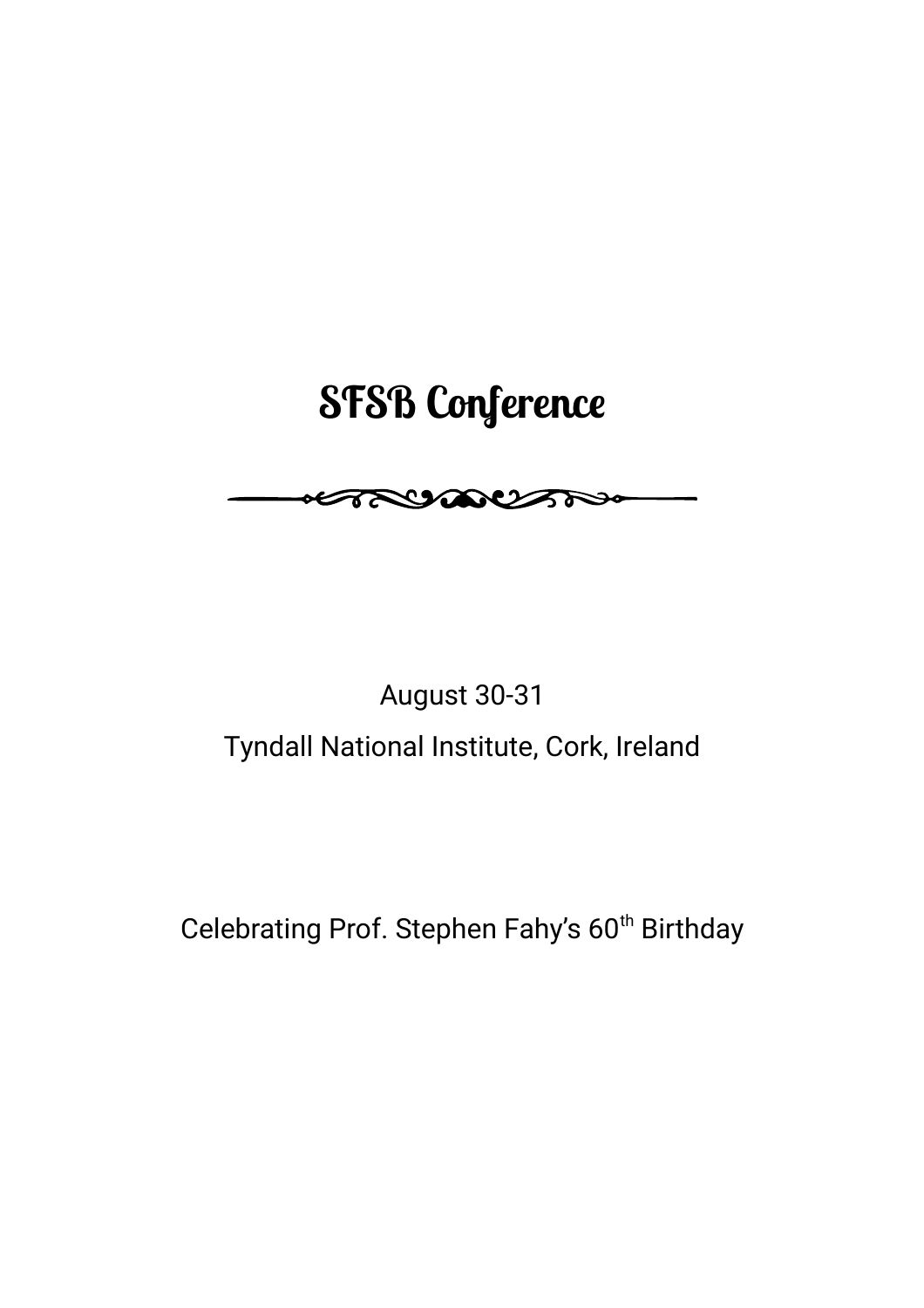# SFSB Conference

August 30-31

Tyndall National Institute, Cork, Ireland

Celebrating Prof. Stephen Fahy's 60th Birthday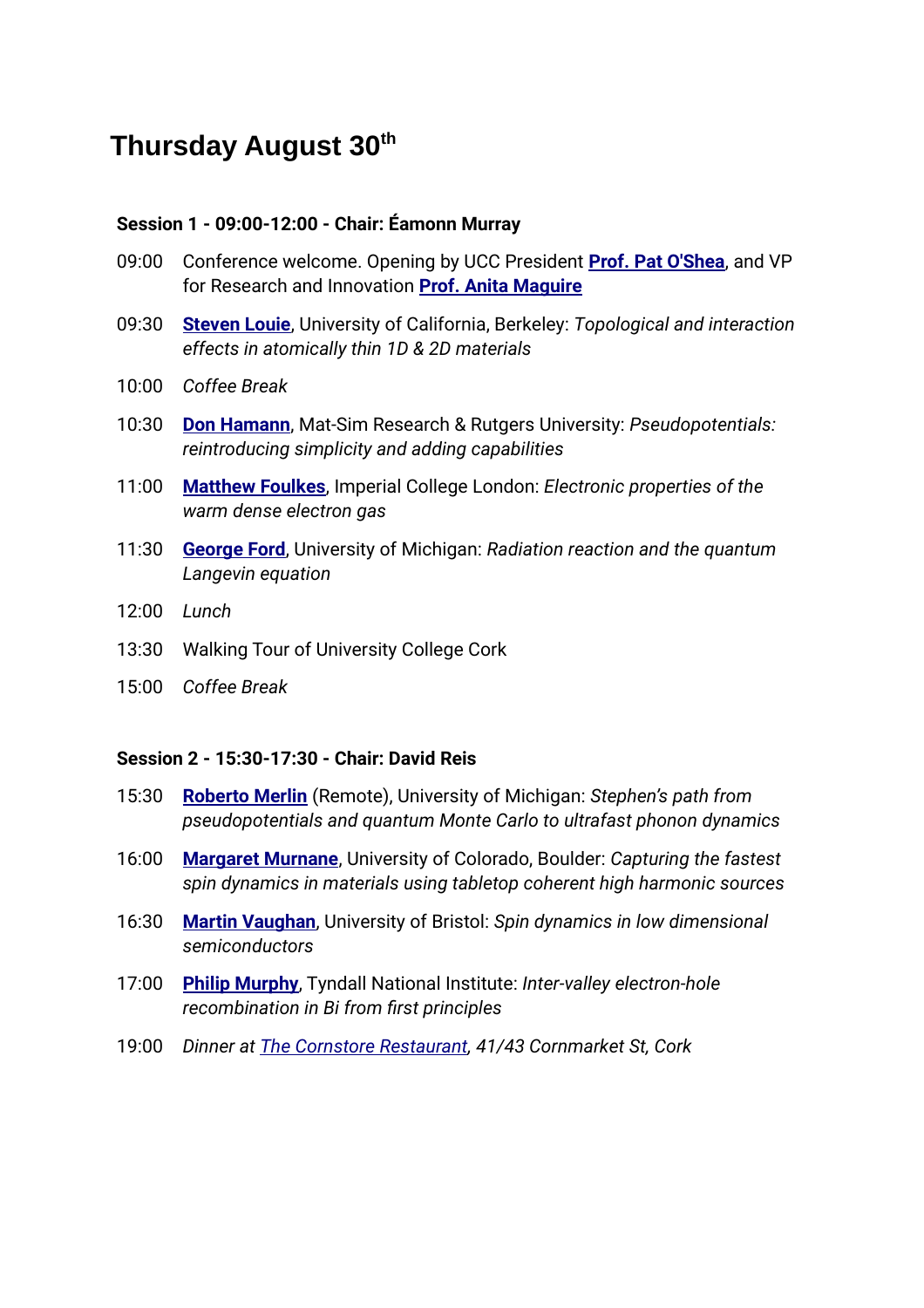# Thursday August 30th

**Session 1 - 09:00-12:00 - Chair: Éamonn Murray**

09:00 Conference welcome. Opening by UCC President **Prof. Pat O'Shea**, and VP for Research and Innovation **Prof. Anita Maguire**

09:30 **Steven Louie**, University of California, Berkeley: *Topological and interaction effects in atomically thin 1D & 2D materials*

10:00 *Coffee Break*

10:30 **Don Hamann**, Mat-Sim Research & Rutgers University: *Pseudopotentials: reintroducing simplicity and adding capabilities*

11:00 **Matthew Foulkes**, Imperial College London: *Electronic properties of the warm dense electron gas*

11:30 **George Ford**, University of Michigan: *Radiation reaction and the quantum Langevin equation*

12:00 *Lunch*

13:30 Walking Tour of University College Cork

15:00 *Coffee Break*

**Session 2 - 15:30-17:30 - Chair: David Reis**

15:30 **Roberto Merlin** (Remote), University of Michigan: *Stephen's path from pseudopotentials and quantum Monte Carlo to ultrafast phonon dynamics*

16:00 **Margaret Murnane**, University of Colorado, Boulder: *Capturing the fastest spin dynamics in materials using tabletop coherent high harmonic sources*

16:30 **Martin Vaughan**, University of Bristol: *Spin dynamics in low dimensional semiconductors*

17:00 **Philip Murphy**, Tyndall National Institute: *Inter-valley electron-hole recombination in Bi from first principles*

19:00 *Dinner at The Cornstore Restaurant, 41/43 Cornmarket St, Cork*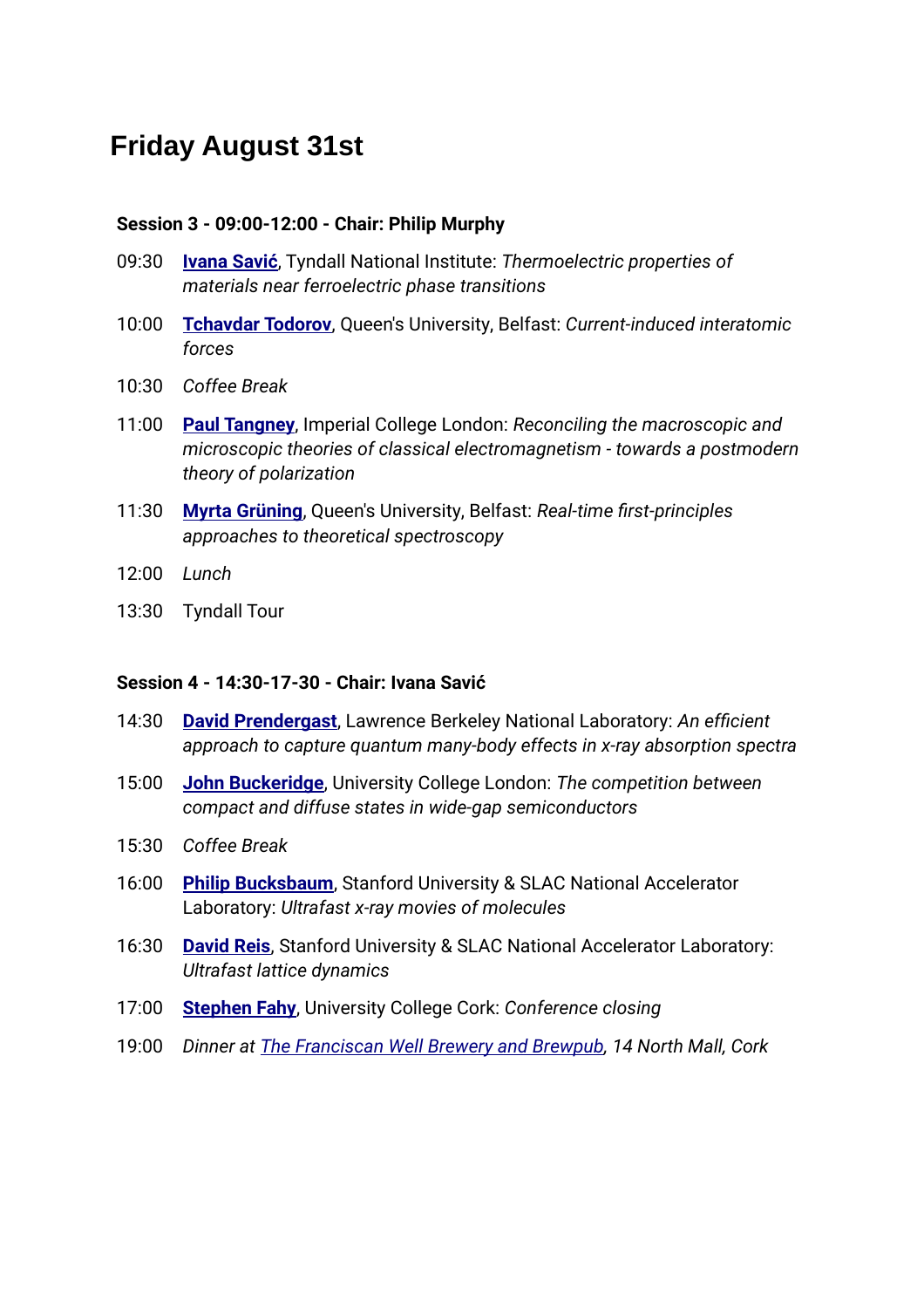# Friday August 31st

**Session 3 - 09:00-12:00 - Chair: Philip Murphy**

09:30 **Ivana Savić**, Tyndall National Institute: *Thermoelectric properties of materials near ferroelectric phase transitions*

10:00 **Tchavdar Todorov**, Queen's University, Belfast: *Current-induced interatomic forces*

10:30 *Coffee Break*

11:00 **Paul Tangney**, Imperial College London: *Reconciling the macroscopic and microscopic theories of classical electromagnetism - towards a postmodern theory of polarization*

11:30 **Myrta Grüning**, Queen's University, Belfast: *Real-time first-principles approaches to theoretical spectroscopy*

12:00 *Lunch*

13:30 Tyndall Tour

**Session 4 - 14:30-17-30 - Chair: Ivana Savić**

14:30 **David Prendergast**, Lawrence Berkeley National Laboratory: *An efficient approach to capture quantum many-body effects in x-ray absorption spectra*

15:00 **John Buckeridge**, University College London: *The competition between compact and diffuse states in wide-gap semiconductors*

15:30 *Coffee Break*

16:00 **Philip Bucksbaum**, Stanford University & SLAC National Accelerator Laboratory: *Ultrafast x-ray movies of molecules*

16:30 **David Reis**, Stanford University & SLAC National Accelerator Laboratory: *Ultrafast lattice dynamics*

17:00 **Stephen Fahy**, University College Cork: *Conference closing*

19:00 *Dinner at The Franciscan Well Brewery and Brewpub, 14 North Mall, Cork*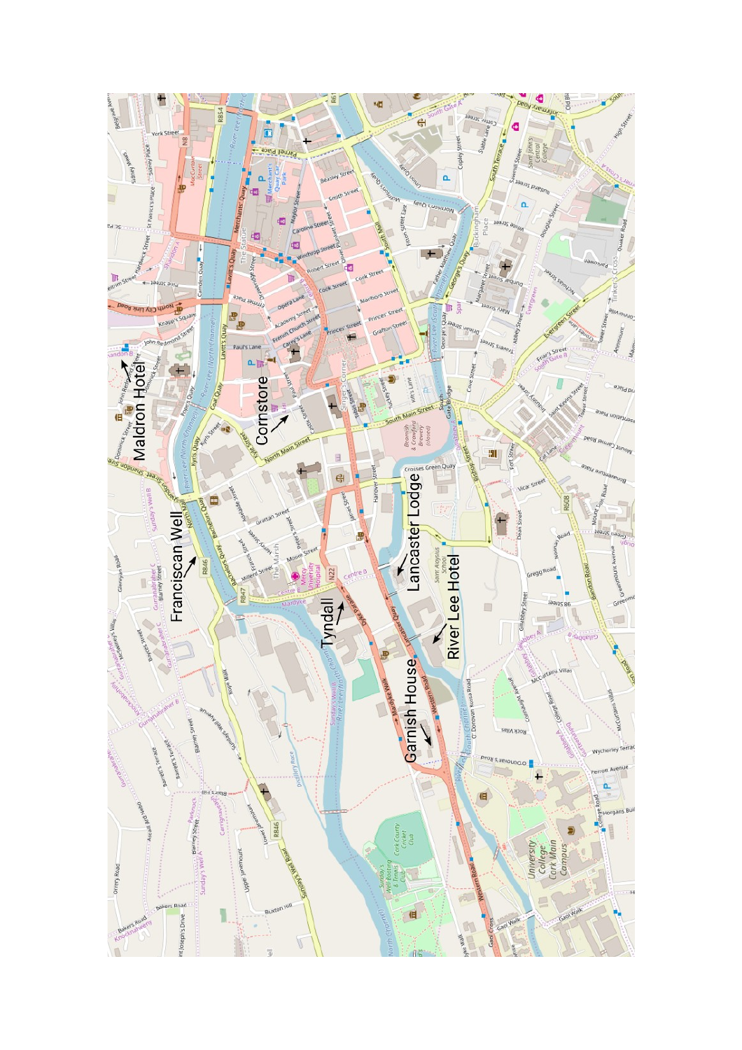Maldron Hotel

Cornstore

Franciscan Well

Lancaster Lodge

River Lee Hotel

Tyndall

Garnish House